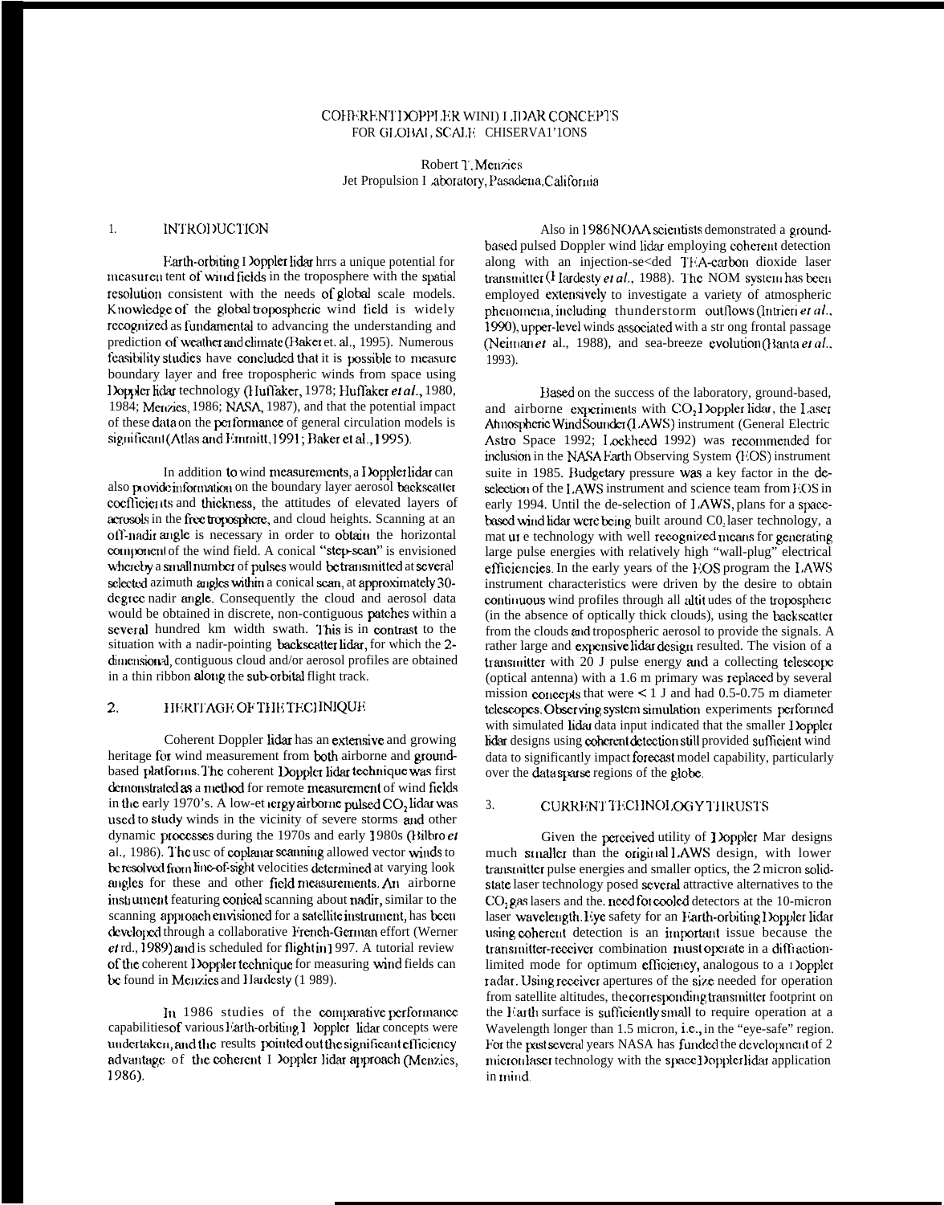# COHERENT DOPPLER WIND LIDAR CONCEPTS FOR GLOBAL SCALE OBSERVATIONS

Robert T. Menzies
Jet Propulsion Laboratory, Pasadena, California

## 1. INTRODUCTION

Earth-orbiting Doppler lidar has a unique potential for measurement of wind fields in the troposphere with the spatial resolution consistent with the needs of global scale models. Knowledge of the global tropospheric wind field is widely recognized as fundamental to advancing the understanding and prediction of weather and climate (Baker et. al., 1995). Numerous feasibility studies have concluded that it is possible to measure boundary layer and free tropospheric winds from space using Doppler lidar technology (Huffaker, 1978; Huffaker *et al.*, 1980, 1984; Menzies, 1986; NASA, 1987), and that the potential impact of these data on the performance of general circulation models is significant (Atlas and Emmitt, 1991; Baker et al., 1995).

In addition to wind measurements, a Doppler lidar can also provide information on the boundary layer aerosol backscatter coefficients and thickness, the attitudes of elevated layers of aerosols in the free troposphere, and cloud heights. Scanning at an off-nadir angle is necessary in order to obtain the horizontal component of the wind field. A conical "step-scan" is envisioned whereby a small number of pulses would be transmitted at several selected azimuth angles within a conical scan, at approximately 30-degree nadir angle. Consequently the cloud and aerosol data would be obtained in discrete, non-contiguous patches within a several hundred km width swath. This is in contrast to the situation with a nadir-pointing backscatter lidar, for which the 2-dimensional, contiguous cloud and/or aerosol profiles are obtained in a thin ribbon along the sub-orbital flight track.

## 2. HERITAGE OF THE TECHNIQUE

Coherent Doppler lidar has an extensive and growing heritage for wind measurement from both airborne and ground-based platforms. The coherent Doppler lidar technique was first demonstrated as a method for remote measurement of wind fields in the early 1970's. A low-energy airborne pulsed $CO_2$ lidar was used to study winds in the vicinity of severe storms and other dynamic processes during the 1970s and early 1980s (Bilbro *et al.*, 1986). The use of coplanar scanning allowed vector winds to be resolved from line-of-sight velocities determined at varying look angles for these and other field measurements. An airborne instrument featuring conical scanning about nadir, similar to the scanning approach envisioned for a satellite instrument, has been developed through a collaborative French-German effort (Werner *et al.*, 1989) and is scheduled for flight in 1997. A tutorial review of the coherent Doppler technique for measuring wind fields can be found in Menzies and Hardesty (1 989).

In 1986 studies of the comparative performance capabilities of various Earth-orbiting Doppler lidar concepts were undertaken, and the results pointed out the significant efficiency advantage of the coherent Doppler lidar approach (Menzies, 1986).

Also in 1986 NOAA scientists demonstrated a ground-based pulsed Doppler wind lidar employing coherent detection along with an injection-seeded TEA-carbon dioxide laser transmitter (Hardesty *et al.*, 1988). The NOAA system has been employed extensively to investigate a variety of atmospheric phenomena, including thunderstorm outflows (Intrieri *et al.*, 1990), upper-level winds associated with a strong frontal passage (Neiman *et* al., 1988), and sea-breeze evolution (Banta *et al.*, 1993).

Based on the success of the laboratory, ground-based, and airborne experiments with $CO_2$ Doppler lidar, the Laser Atmospheric Wind Sounder (LAWS) instrument (General Electric Astro Space 1992; Lockheed 1992) was recommended for inclusion in the NASA Earth Observing System (EOS) instrument suite in 1985. Budgetary pressure was a key factor in the de-selection of the LAWS instrument and science team from EOS in early 1994. Until the de-selection of LAWS, plans for a space-based wind lidar were being built around $CO_2$ laser technology, a mature technology with well recognized means for generating large pulse energies with relatively high "wall-plug" electrical efficiencies. In the early years of the EOS program the LAWS instrument characteristics were driven by the desire to obtain continuous wind profiles through all altitudes of the troposphere (in the absence of optically thick clouds), using the backscatter from the clouds and tropospheric aerosol to provide the signals. A rather large and expensive lidar design resulted. The vision of a transmitter with 20 J pulse energy and a collecting telescope (optical antenna) with a 1.6 m primary was replaced by several mission concepts that were < 1 J and had 0.5-0.75 m diameter telescopes. Observing system simulation experiments performed with simulated lidar data input indicated that the smaller Doppler lidar designs using coherent detection still provided sufficient wind data to significantly impact forecast model capability, particularly over the data sparse regions of the globe.

## 3. CURRENT TECHNOLOGY THRUSTS

Given the perceived utility of Doppler lidar designs much smaller than the original LAWS design, with lower transmitter pulse energies and smaller optics, the 2 micron solid-state laser technology posed several attractive alternatives to the $CO_2$ gas lasers and the need for cooled detectors at the 10-micron laser wavelength. Eye safety for an Earth-orbiting Doppler lidar using coherent detection is an important issue because the transmitter-receiver combination must operate in a diffraction-limited mode for optimum efficiency, analogous to a Doppler radar. Using receiver apertures of the size needed for operation from satellite altitudes, the corresponding transmitter footprint on the Earth surface is sufficiently small to require operation at a Wavelength longer than 1.5 micron, i.e., in the "eye-safe" region. For the past several years NASA has funded the development of 2 micron laser technology with the space Doppler lidar application in mind.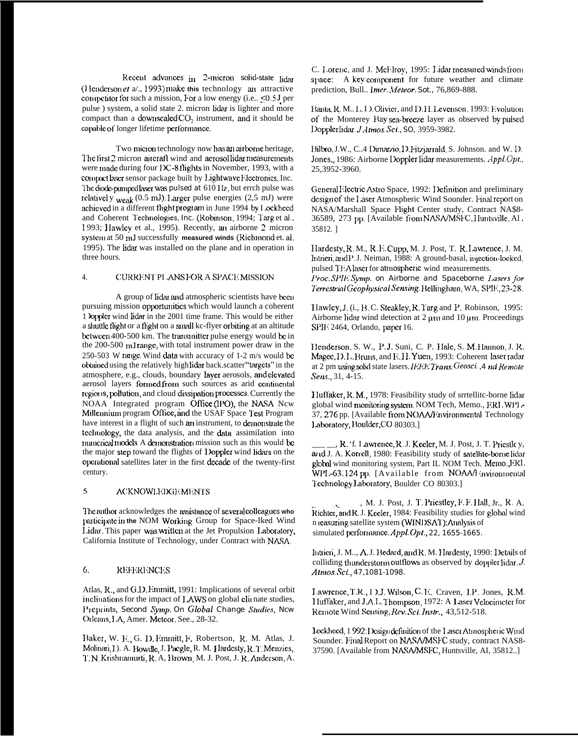Recent advances in 2-micron solid-state lidar (Henderson *et al.*, 1993) make this technology an attractive competitor for such a mission. For a low energy (i.e.. ≤0.5 J per pulse ) system, a solid state 2. micron lidar is lighter and more compact than a downscaled $CO_2$ instrument, and it should be capable of longer lifetime performance.

Two micron technology now has an airborne heritage, The first 2 micron aircraft wind and aerosol lidar measurements were made during four DC-8 flights in November, 1993, with a compact laser sensor package built by Lightwave Electronics, Inc. The diode-pumped laser was pulsed at 610 Hz, but errch pulse was relatively weak (0.5 mJ). Larger pulse energies (2,5 mJ) were achieved in a different flight program in June 1994 by Lockheed and Coherent Technologies, Inc. (Robinson, 1994; Targ et al., 1993; Hawley et al., 1995). Recently, an airborne 2 micron system at 50 mJ successfully measured winds (Richmond et. al. 1995). The lidar was installed on the plane and in operation in three hours.

## 4. CURRENT PLANS FOR A SPACE MISSION

A group of lidar and atmospheric scientists have been pursuing mission opportunities which would launch a coherent Doppler wind lidar in the 2001 time frame. This would be either a shuttle flight or a flight on a small kc-flyer orbiting at an altitude between 400-500 km. The transmitter pulse energy would be in the 200-500 mJ range, with total instrument power draw in the 250-503 W range. Wind data with accuracy of 1-2 m/s would be obtained using the relatively high lidar back.scatter "targets" in the atmosphere, e.g., clouds, boundary layer aerosols, and elevated aerosol layers formed from such sources as arid continental regions, pollution, and cloud dissipation processes. Currently the NOAA Integrated program Office (IPO), the NASA New Millennium program Office, and the USAF Space Test Program have interest in a flight of such an instrument, to demonstrate the technology, the data analysis, and the data assimilation into numerical models. A demonstration mission such as this would be the major step toward the flights of Doppler wind lidars on the operational satellites later in the first decade of the twenty-first century.

## 5 ACKNOWLEDGEMENTS

The author acknowledges the assistance of several colleagues who participate in the NOM Working Group for Space-Iked Wind Lidar. This paper was written at the Jet Propulsion Laboratory, California Institute of Technology, under Contract with NASA.

## 6. REFERENCES

Atlas, R., and G.D. Emmitt, 1991: Implications of several orbit inclinations for the impact of LAWS on global climate studies, Preprints, Second *Symp.* On *Global* Change *Studies*, New Orleans, LA, Amer. Meteor. See., 28-32.

Baker, W. E., G. D. Emmitt, F. Robertson, R. M. Atlas, J. Molinari, D. A. Bowdle, J. Paegle, R. M. Hardesty, R. T. Menzies, T. N. Krishnamurti, R. A, Brown, M. J. Post, J. R. Anderson, A. C. Lorenc, and J. McElroy, 1995: Lidar measured winds from space: A key component for future weather and climate prediction, Bull.. *Amer. Meteor.* Sot., 76,869-888.

Banta, R. M.. L. D. Olivier, and D. H. Levenson, 1993: Evolution of the Monterey Bay sea-breeze layer as observed by pulsed Doppler lidar. *J Atmos. Sci.*, SO, 3959-3982.

Bilbro, J.W., C. A Dimarzio, D. Fitzjarrald, S. Johnson. and W. D. Jones., 1986: Airborne Doppler lidar measurements. *Appl. Opt.*, 25,3952-3960.

General Electric Astro Space, 1992: Definition and preliminary design of the Laser Atmospheric Wind Sounder. Final report on NASA/Marshall Space Flight Center study, Contract NAS8-36589, 273 pp. [Available from NASA/MSFC, Huntsville, Al, 35812. ]

Hardesty, R. M., R. E. Cupp, M. J. Post, T. R. Lawrence, J. M. Intrieri, and P. J. Neiman, 1988: A ground-basal, injection-locked, pulsed TEA laser for atmospheric wind measurements. *Proc. SPIE Symp.* on Airborne and Spaceborne *Lasers for Terrestrial Geophysical Sensing*. Bellingham, WA, SPIE, 23-28.

Hawley, J. G., B. C. Steakley, R. Targ and P. Robinson, 1995: Airborne lidar wind detection at 2 μm and 10 μm. Proceedings SPIE 2464, Orlando, paper 16.

Henderson, S. W., P. J. Suni, C. P. Hale, S. M. Hannon, J. R. Magee, D. L. Bruns, and E. H. Yuen, 1993: Coherent laser radar at 2 pm using solid state lasers. *IEEE Trans. Geosci. And Remote Sens.*, 31, 4-15.

Huffaker, R. M., 1978: Feasibility study of srrtellitc-borne lidar global wind monitoring system. NOM Tech, Memo., ERL WPL-37, 276 pp. [Available from NOAA/Environmental Technology Laboratory, Boulder, CO 80303.]

___ __, R. T. Lawrence, R. J. Keeler, M. J. Post, J. T. Priestley, and J. A. Korrell, 1980: Feasibility study of satellite-borne lidar global wind monitoring system, Part II. NOM Tech. Memo., ERL WPL-63, 124 pp. [Available from NOAA/Environmental Technology Laboratory, Boulder CO 80303.]

___ __, M. J. Post, J. T. Priestley, F. F. Hall, Jr., R. A. Richter, and R. J. Keeler, 1984: Feasibility studies for global wind measuring satellite system (WINDSAT): Analysis of simulated performance. *Appl. Opt.*, 22, 1655-1665.

Intrieri, J. M., A. J. Bedard, and R. M. Hardesty, 1990: Details of colliding thunderstorm outflows as observed by doppler lidar. *J. Atmos. Sci.*, 47,1081-1098.

Lawrence, T.R., D.J. Wilson, C. E. Craven, I.P. Jones, R.M. Huffaker, and J.A.L. Thompson, 1972: A Laser Velocimeter for Remote Wind Sensing, *Rev. Sci. Instr.*, 43,512-518.

Lockheed, 1992: Design definition of the Laser Atmospheric Wind Sounder. Final Report on NASA/MSFC study, contract NAS8-37590. [Available from NASA/MSFC, Huntsville, AI, 35812..]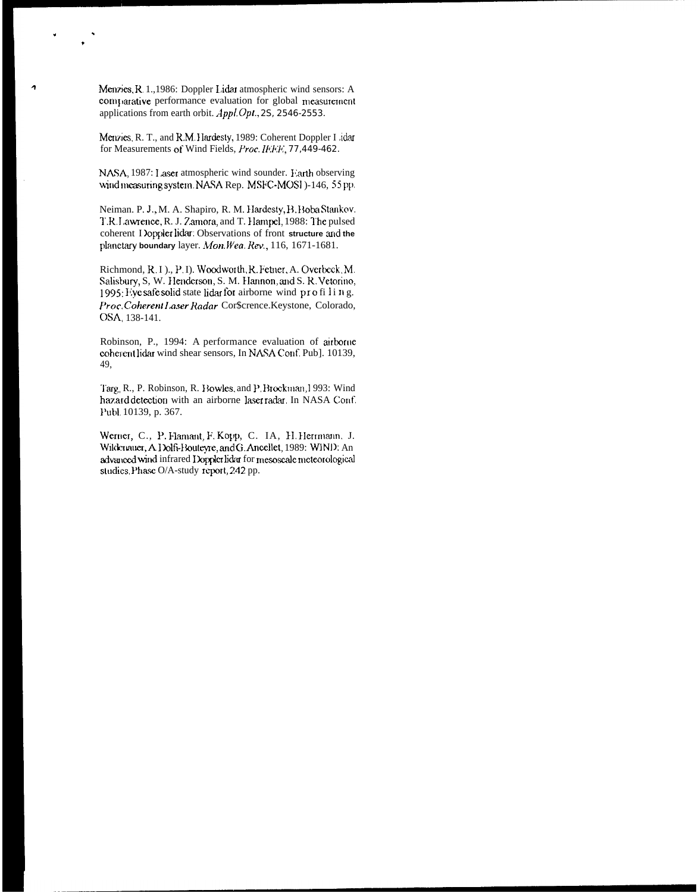Menzies, R. 1.,1986: Doppler Lidar atmospheric wind sensors: A comparative performance evaluation for global measurement applications from earth orbit. *Appl. Opt.*, 2S, 2546-2553.

Menzies, R. T., and R.M. Hardesty, 1989: Coherent Doppler Lidar for Measurements of Wind Fields, *Proc. IEEE*, 77,449-462.

NASA, 1987: Laser atmospheric wind sounder. Earth observing wind measuring system. NASA Rep. MSFC-MOSI )-146, 55 pp.

Neiman. P. J., M. A. Shapiro, R. M. Hardesty, B. Boba Stankov. T.R. Lawrence, R. J. Zamora, and T. Hampel, 1988: The pulsed coherent Doppler lidar: Observations of front structure and the planetary boundary layer. *Mon. Wea. Rev.*, 116, 1671-1681.

Richmond, R. I )., P. I). Woodworth, R. Fetner, A. Overbeck, M. Salisbury, S, W. Henderson, S. M. Hannon, and S. R. Vetorino, 1995: Eye safe solid state lidar for airborne wind p r o fi l i n g. *Proc. Coherent Laser Radar* Cor$crence.Keystone, Colorado, OSA, 138-141.

Robinson, P., 1994: A performance evaluation of airborne coherent lidar wind shear sensors, In NASA Conf. Pub]. 10139, 49,

Targ, R., P. Robinson, R. Bowles, and P. Brockman,1 993: Wind hazard detection with an airborne laser radar. In NASA Conf. Publ. 10139, p. 367.

Werner, C., P. Flamant, F. Kopp, C. IA, H. Herrmann. J. Wildenauer, A Dolfi-Bouteyre, and G. Ancellet, 1989: WIND: An advanced wind infrared Doppler lidar for mesoscale meteorological studies. Phase O/A-study report, 242 pp.